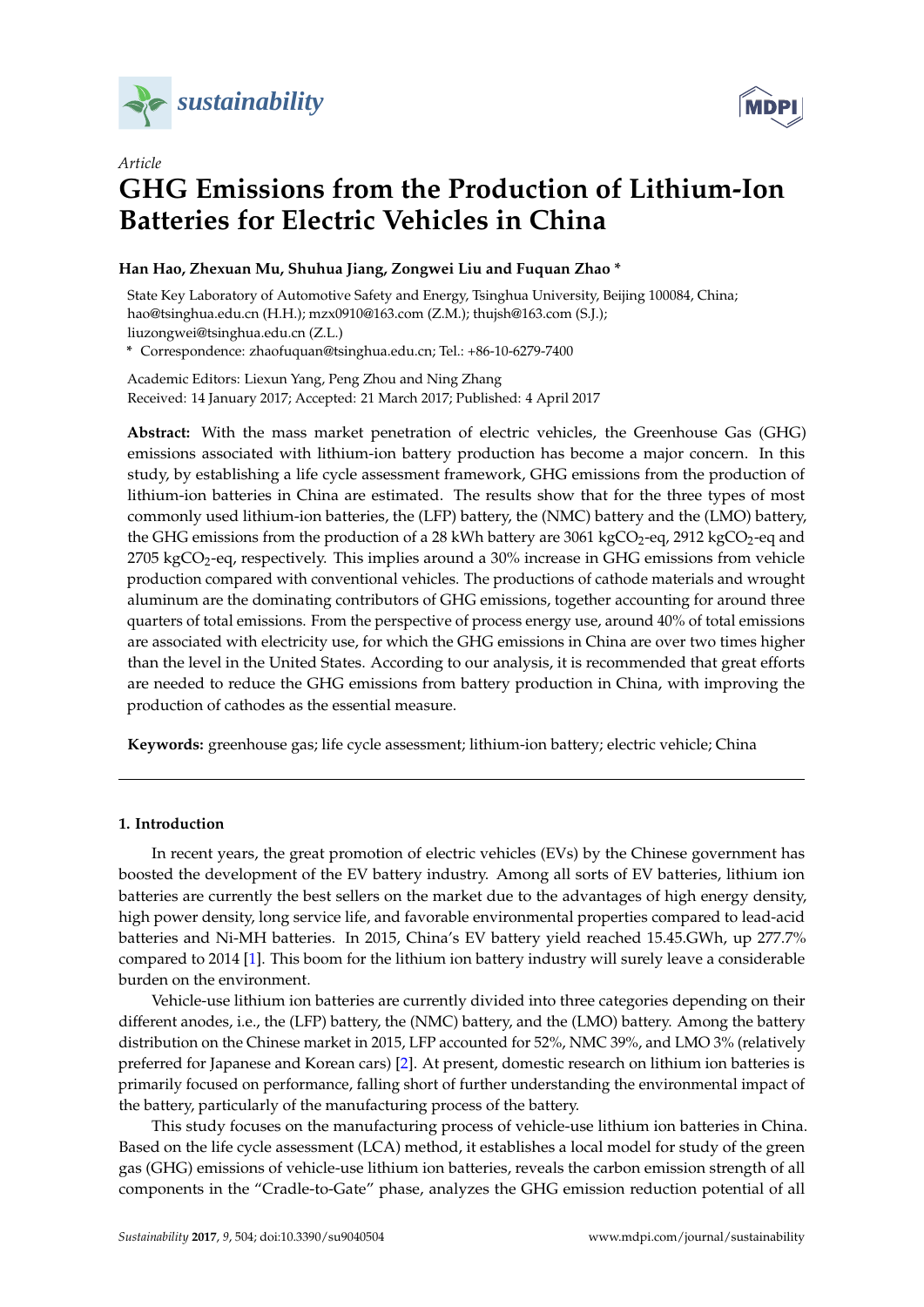*Article*

# GHG Emissions from the Production of Lithium-Ion Batteries for Electric Vehicles in China

**Han Hao, Zhexuan Mu, Shuhua Jiang, Zongwei Liu and Fuquan Zhao ***

State Key Laboratory of Automotive Safety and Energy, Tsinghua University, Beijing 100084, China; hao@tsinghua.edu.cn (H.H.); mzx0910@163.com (Z.M.); thujsh@163.com (S.J.); liuzongwei@tsinghua.edu.cn (Z.L.)

**\*** Correspondence: zhaofuquan@tsinghua.edu.cn; Tel.: +86-10-6279-7400

Academic Editors: Liexun Yang, Peng Zhou and Ning Zhang
Received: 14 January 2017; Accepted: 21 March 2017; Published: 4 April 2017

**Abstract:** With the mass market penetration of electric vehicles, the Greenhouse Gas (GHG) emissions associated with lithium-ion battery production has become a major concern. In this study, by establishing a life cycle assessment framework, GHG emissions from the production of lithium-ion batteries in China are estimated. The results show that for the three types of most commonly used lithium-ion batteries, the (LFP) battery, the (NMC) battery and the (LMO) battery, the GHG emissions from the production of a 28 kWh battery are 3061 kg$CO_2$-eq, 2912 kg$CO_2$-eq and 2705 kg$CO_2$-eq, respectively. This implies around a 30% increase in GHG emissions from vehicle production compared with conventional vehicles. The productions of cathode materials and wrought aluminum are the dominating contributors of GHG emissions, together accounting for around three quarters of total emissions. From the perspective of process energy use, around 40% of total emissions are associated with electricity use, for which the GHG emissions in China are over two times higher than the level in the United States. According to our analysis, it is recommended that great efforts are needed to reduce the GHG emissions from battery production in China, with improving the production of cathodes as the essential measure.

**Keywords:** greenhouse gas; life cycle assessment; lithium-ion battery; electric vehicle; China

## 1. Introduction

In recent years, the great promotion of electric vehicles (EVs) by the Chinese government has boosted the development of the EV battery industry. Among all sorts of EV batteries, lithium ion batteries are currently the best sellers on the market due to the advantages of high energy density, high power density, long service life, and favorable environmental properties compared to lead-acid batteries and Ni-MH batteries. In 2015, China's EV battery yield reached 15.45.GWh, up 277.7% compared to 2014 [1]. This boom for the lithium ion battery industry will surely leave a considerable burden on the environment.

Vehicle-use lithium ion batteries are currently divided into three categories depending on their different anodes, i.e., the (LFP) battery, the (NMC) battery, and the (LMO) battery. Among the battery distribution on the Chinese market in 2015, LFP accounted for 52%, NMC 39%, and LMO 3% (relatively preferred for Japanese and Korean cars) [2]. At present, domestic research on lithium ion batteries is primarily focused on performance, falling short of further understanding the environmental impact of the battery, particularly of the manufacturing process of the battery.

This study focuses on the manufacturing process of vehicle-use lithium ion batteries in China. Based on the life cycle assessment (LCA) method, it establishes a local model for study of the green gas (GHG) emissions of vehicle-use lithium ion batteries, reveals the carbon emission strength of all components in the "Cradle-to-Gate" phase, analyzes the GHG emission reduction potential of all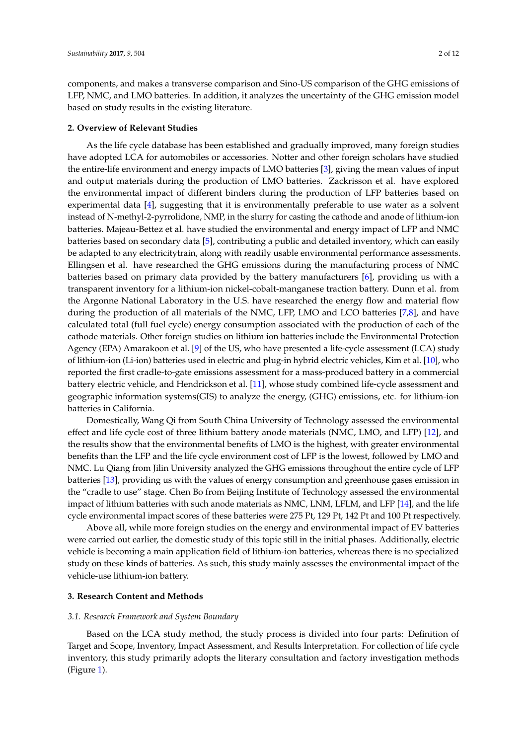components, and makes a transverse comparison and Sino-US comparison of the GHG emissions of LFP, NMC, and LMO batteries. In addition, it analyzes the uncertainty of the GHG emission model based on study results in the existing literature.

## 2. Overview of Relevant Studies

As the life cycle database has been established and gradually improved, many foreign studies have adopted LCA for automobiles or accessories. Notter and other foreign scholars have studied the entire-life environment and energy impacts of LMO batteries [3], giving the mean values of input and output materials during the production of LMO batteries. Zackrisson et al. have explored the environmental impact of different binders during the production of LFP batteries based on experimental data [4], suggesting that it is environmentally preferable to use water as a solvent instead of N-methyl-2-pyrrolidone, NMP, in the slurry for casting the cathode and anode of lithium-ion batteries. Majeau-Bettez et al. have studied the environmental and energy impact of LFP and NMC batteries based on secondary data [5], contributing a public and detailed inventory, which can easily be adapted to any electricitytrain, along with readily usable environmental performance assessments. Ellingsen et al. have researched the GHG emissions during the manufacturing process of NMC batteries based on primary data provided by the battery manufacturers [6], providing us with a transparent inventory for a lithium-ion nickel-cobalt-manganese traction battery. Dunn et al. from the Argonne National Laboratory in the U.S. have researched the energy flow and material flow during the production of all materials of the NMC, LFP, LMO and LCO batteries [7,8], and have calculated total (full fuel cycle) energy consumption associated with the production of each of the cathode materials. Other foreign studies on lithium ion batteries include the Environmental Protection Agency (EPA) Amarakoon et al. [9] of the US, who have presented a life-cycle assessment (LCA) study of lithium-ion (Li-ion) batteries used in electric and plug-in hybrid electric vehicles, Kim et al. [10], who reported the first cradle-to-gate emissions assessment for a mass-produced battery in a commercial battery electric vehicle, and Hendrickson et al. [11], whose study combined life-cycle assessment and geographic information systems(GIS) to analyze the energy, (GHG) emissions, etc. for lithium-ion batteries in California.

Domestically, Wang Qi from South China University of Technology assessed the environmental effect and life cycle cost of three lithium battery anode materials (NMC, LMO, and LFP) [12], and the results show that the environmental benefits of LMO is the highest, with greater environmental benefits than the LFP and the life cycle environment cost of LFP is the lowest, followed by LMO and NMC. Lu Qiang from Jilin University analyzed the GHG emissions throughout the entire cycle of LFP batteries [13], providing us with the values of energy consumption and greenhouse gases emission in the "cradle to use" stage. Chen Bo from Beijing Institute of Technology assessed the environmental impact of lithium batteries with such anode materials as NMC, LNM, LFLM, and LFP [14], and the life cycle environmental impact scores of these batteries were 275 Pt, 129 Pt, 142 Pt and 100 Pt respectively.

Above all, while more foreign studies on the energy and environmental impact of EV batteries were carried out earlier, the domestic study of this topic still in the initial phases. Additionally, electric vehicle is becoming a main application field of lithium-ion batteries, whereas there is no specialized study on these kinds of batteries. As such, this study mainly assesses the environmental impact of the vehicle-use lithium-ion battery.

## 3. Research Content and Methods

### *3.1. Research Framework and System Boundary*

Based on the LCA study method, the study process is divided into four parts: Definition of Target and Scope, Inventory, Impact Assessment, and Results Interpretation. For collection of life cycle inventory, this study primarily adopts the literary consultation and factory investigation methods (Figure 1).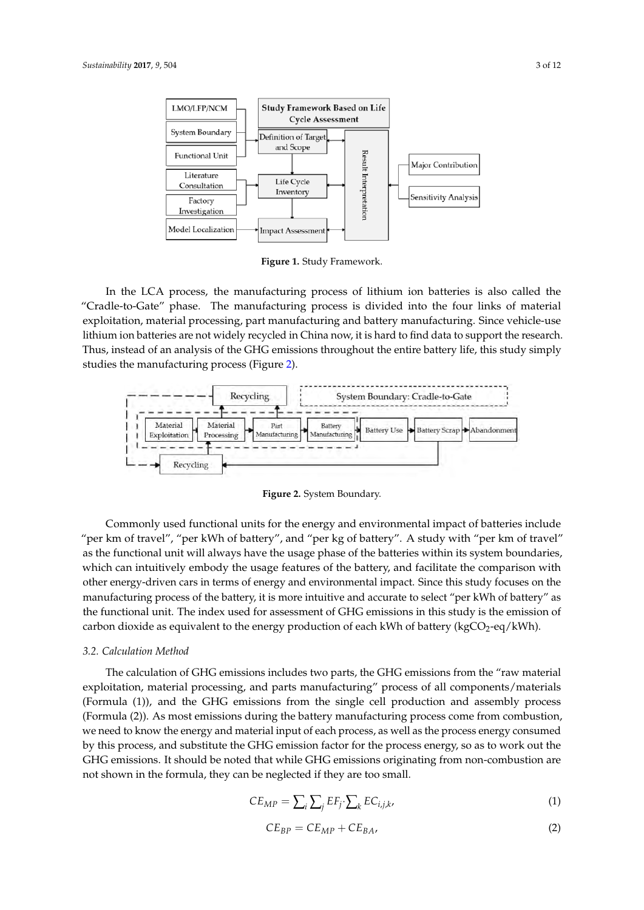Figure 1. Study Framework.

In the LCA process, the manufacturing process of lithium ion batteries is also called the "Cradle-to-Gate" phase. The manufacturing process is divided into the four links of material exploitation, material processing, part manufacturing and battery manufacturing. Since vehicle-use lithium ion batteries are not widely recycled in China now, it is hard to find data to support the research. Thus, instead of an analysis of the GHG emissions throughout the entire battery life, this study simply studies the manufacturing process (Figure 2).

Figure 2. System Boundary.

Commonly used functional units for the energy and environmental impact of batteries include "per km of travel", "per kWh of battery", and "per kg of battery". A study with "per km of travel" as the functional unit will always have the usage phase of the batteries within its system boundaries, which can intuitively embody the usage features of the battery, and facilitate the comparison with other energy-driven cars in terms of energy and environmental impact. Since this study focuses on the manufacturing process of the battery, it is more intuitive and accurate to select "per kWh of battery" as the functional unit. The index used for assessment of GHG emissions in this study is the emission of carbon dioxide as equivalent to the energy production of each kWh of battery ($kgCO_2$-eq/kWh).

### 3.2. Calculation Method

The calculation of GHG emissions includes two parts, the GHG emissions from the "raw material exploitation, material processing, and parts manufacturing" process of all components/materials (Formula (1)), and the GHG emissions from the single cell production and assembly process (Formula (2)). As most emissions during the battery manufacturing process come from combustion, we need to know the energy and material input of each process, as well as the process energy consumed by this process, and substitute the GHG emission factor for the process energy, so as to work out the GHG emissions. It should be noted that while GHG emissions originating from non-combustion are not shown in the formula, they can be neglected if they are too small.

$$CE_{MP} = \sum_i \sum_j EF_j \cdot \sum_k EC_{i,j,k}, \tag{1}$$

$$CE_{BP} = CE_{MP} + CE_{BA}, \tag{2}$$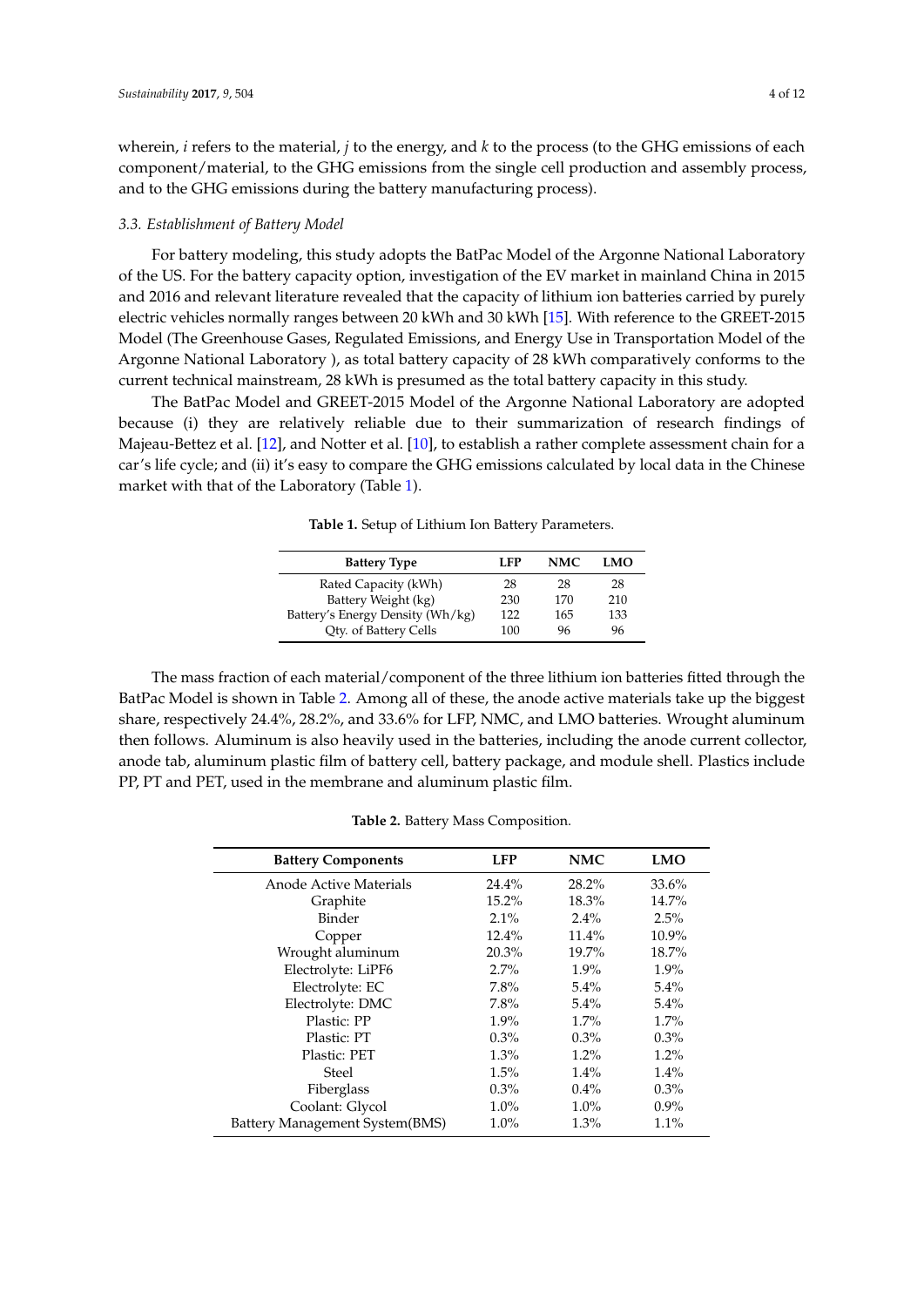wherein, $i$ refers to the material, $j$ to the energy, and $k$ to the process (to the GHG emissions of each component/material, to the GHG emissions from the single cell production and assembly process, and to the GHG emissions during the battery manufacturing process).

### *3.3. Establishment of Battery Model*

For battery modeling, this study adopts the BatPac Model of the Argonne National Laboratory of the US. For the battery capacity option, investigation of the EV market in mainland China in 2015 and 2016 and relevant literature revealed that the capacity of lithium ion batteries carried by purely electric vehicles normally ranges between 20 kWh and 30 kWh [15]. With reference to the GREET-2015 Model (The Greenhouse Gases, Regulated Emissions, and Energy Use in Transportation Model of the Argonne National Laboratory ), as total battery capacity of 28 kWh comparatively conforms to the current technical mainstream, 28 kWh is presumed as the total battery capacity in this study.

The BatPac Model and GREET-2015 Model of the Argonne National Laboratory are adopted because (i) they are relatively reliable due to their summarization of research findings of Majeau-Bettez et al. [12], and Notter et al. [10], to establish a rather complete assessment chain for a car's life cycle; and (ii) it's easy to compare the GHG emissions calculated by local data in the Chinese market with that of the Laboratory (Table 1).

**Table 1.** Setup of Lithium Ion Battery Parameters.

| Battery Type | LFP | NMC | LMO |
| --- | --- | --- | --- |
| Rated Capacity (kWh) | 28 | 28 | 28 |
| Battery Weight (kg) | 230 | 170 | 210 |
| Battery's Energy Density (Wh/kg) | 122 | 165 | 133 |
| Qty. of Battery Cells | 100 | 96 | 96 |

The mass fraction of each material/component of the three lithium ion batteries fitted through the BatPac Model is shown in Table 2. Among all of these, the anode active materials take up the biggest share, respectively 24.4%, 28.2%, and 33.6% for LFP, NMC, and LMO batteries. Wrought aluminum then follows. Aluminum is also heavily used in the batteries, including the anode current collector, anode tab, aluminum plastic film of battery cell, battery package, and module shell. Plastics include PP, PT and PET, used in the membrane and aluminum plastic film.

**Table 2.** Battery Mass Composition.

| Battery Components | LFP | NMC | LMO |
| --- | --- | --- | --- |
| Anode Active Materials | 24.4% | 28.2% | 33.6% |
| Graphite | 15.2% | 18.3% | 14.7% |
| Binder | 2.1% | 2.4% | 2.5% |
| Copper | 12.4% | 11.4% | 10.9% |
| Wrought aluminum | 20.3% | 19.7% | 18.7% |
| Electrolyte: LiPF6 | 2.7% | 1.9% | 1.9% |
| Electrolyte: EC | 7.8% | 5.4% | 5.4% |
| Electrolyte: DMC | 7.8% | 5.4% | 5.4% |
| Plastic: PP | 1.9% | 1.7% | 1.7% |
| Plastic: PT | 0.3% | 0.3% | 0.3% |
| Plastic: PET | 1.3% | 1.2% | 1.2% |
| Steel | 1.5% | 1.4% | 1.4% |
| Fiberglass | 0.3% | 0.4% | 0.3% |
| Coolant: Glycol | 1.0% | 1.0% | 0.9% |
| Battery Management System(BMS) | 1.0% | 1.3% | 1.1% |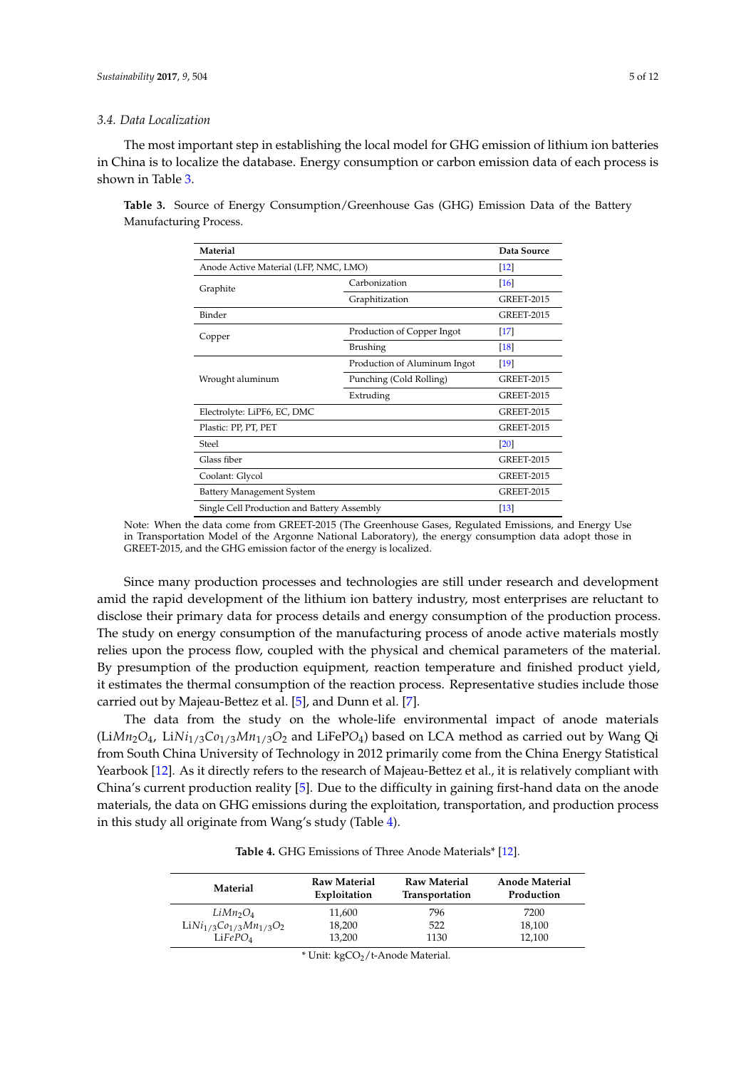### 3.4. Data Localization

The most important step in establishing the local model for GHG emission of lithium ion batteries in China is to localize the database. Energy consumption or carbon emission data of each process is shown in Table 3.

**Table 3.** Source of Energy Consumption/Greenhouse Gas (GHG) Emission Data of the Battery Manufacturing Process.

| Material | | Data Source |
|---|---|---|
| Anode Active Material (LFP, NMC, LMO) | | [12] |
| Graphite | Carbonization | [16] |
| | Graphitization | GREET-2015 |
| Binder | | GREET-2015 |
| Copper | Production of Copper Ingot | [17] |
| | Brushing | [18] |
| Wrought aluminum | Production of Aluminum Ingot | [19] |
| | Punching (Cold Rolling) | GREET-2015 |
| | Extruding | GREET-2015 |
| Electrolyte: LiPF6, EC, DMC | | GREET-2015 |
| Plastic: PP, PT, PET | | GREET-2015 |
| Steel | | [20] |
| Glass fiber | | GREET-2015 |
| Coolant: Glycol | | GREET-2015 |
| Battery Management System | | GREET-2015 |
| Single Cell Production and Battery Assembly | | [13] |

Note: When the data come from GREET-2015 (The Greenhouse Gases, Regulated Emissions, and Energy Use in Transportation Model of the Argonne National Laboratory), the energy consumption data adopt those in GREET-2015, and the GHG emission factor of the energy is localized.

Since many production processes and technologies are still under research and development amid the rapid development of the lithium ion battery industry, most enterprises are reluctant to disclose their primary data for process details and energy consumption of the production process. The study on energy consumption of the manufacturing process of anode active materials mostly relies upon the process flow, coupled with the physical and chemical parameters of the material. By presumption of the production equipment, reaction temperature and finished product yield, it estimates the thermal consumption of the reaction process. Representative studies include those carried out by Majeau-Bettez et al. [5], and Dunn et al. [7].

The data from the study on the whole-life environmental impact of anode materials ($LiMn_2O_4$, $LiNi_{1/3}Co_{1/3}Mn_{1/3}O_2$ and $LiFePO_4$) based on LCA method as carried out by Wang Qi from South China University of Technology in 2012 primarily come from the China Energy Statistical Yearbook [12]. As it directly refers to the research of Majeau-Bettez et al., it is relatively compliant with China's current production reality [5]. Due to the difficulty in gaining first-hand data on the anode materials, the data on GHG emissions during the exploitation, transportation, and production process in this study all originate from Wang's study (Table 4).

**Table 4.** GHG Emissions of Three Anode Materials* [12].

| Material | Raw Material Exploitation | Raw Material Transportation | Anode Material Production |
|---|---|---|---|
| $LiMn_2O_4$ | 11,600 | 796 | 7200 |
| $LiNi_{1/3}Co_{1/3}Mn_{1/3}O_2$ | 18,200 | 522 | 18,100 |
| $LiFePO_4$ | 13,200 | 1130 | 12,100 |

* Unit: $kgCO_2$/t-Anode Material.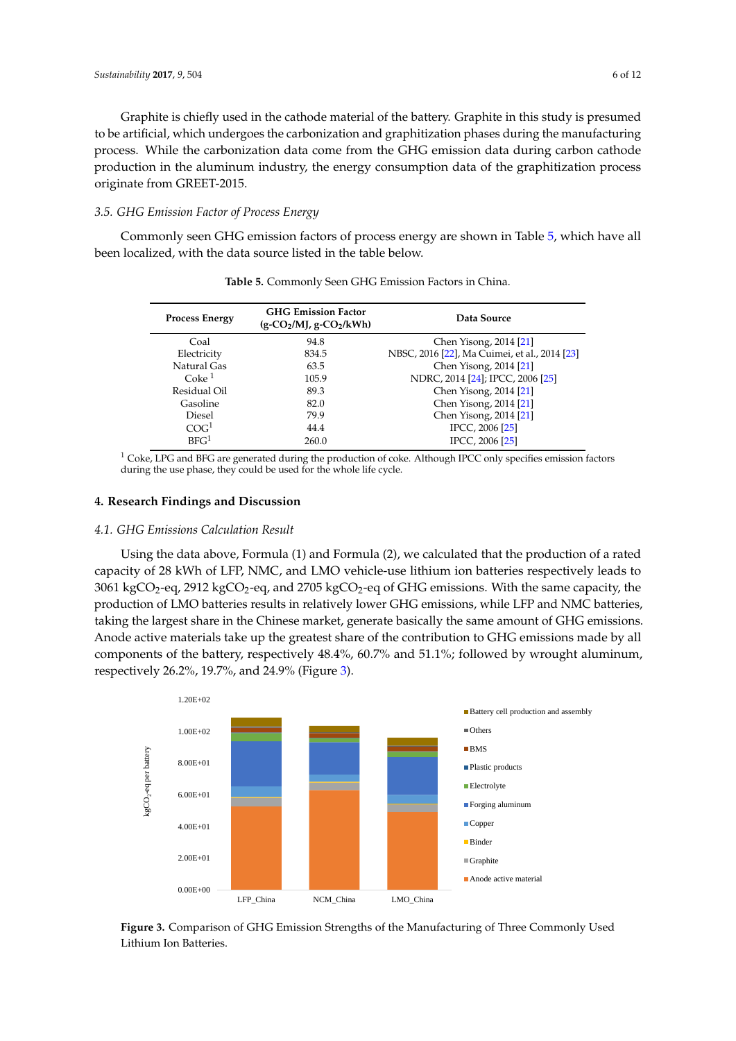Graphite is chiefly used in the cathode material of the battery. Graphite in this study is presumed to be artificial, which undergoes the carbonization and graphitization phases during the manufacturing process. While the carbonization data come from the GHG emission data during carbon cathode production in the aluminum industry, the energy consumption data of the graphitization process originate from GREET-2015.

### *3.5. GHG Emission Factor of Process Energy*

Commonly seen GHG emission factors of process energy are shown in Table 5, which have all been localized, with the data source listed in the table below.

**Table 5.** Commonly Seen GHG Emission Factors in China.

| Process Energy | GHG Emission Factor ($g\text{-}CO_2$/MJ, $g\text{-}CO_2$/kWh) | Data Source |
|---|---|---|
| Coal | 94.8 | Chen Yisong, 2014 [21] |
| Electricity | 834.5 | NBSC, 2016 [22], Ma Cuimei, et al., 2014 [23] |
| Natural Gas | 63.5 | Chen Yisong, 2014 [21] |
| Coke [1] | 105.9 | NDRC, 2014 [24]; IPCC, 2006 [25] |
| Residual Oil | 89.3 | Chen Yisong, 2014 [21] |
| Gasoline | 82.0 | Chen Yisong, 2014 [21] |
| Diesel | 79.9 | Chen Yisong, 2014 [21] |
| COG[1] | 44.4 | IPCC, 2006 [25] |
| BFG[1] | 260.0 | IPCC, 2006 [25] |

[1] Coke, LPG and BFG are generated during the production of coke. Although IPCC only specifies emission factors during the use phase, they could be used for the whole life cycle.

## 4. Research Findings and Discussion

### *4.1. GHG Emissions Calculation Result*

Using the data above, Formula (1) and Formula (2), we calculated that the production of a rated capacity of 28 kWh of LFP, NMC, and LMO vehicle-use lithium ion batteries respectively leads to 3061 $kgCO_2$-eq, 2912 $kgCO_2$-eq, and 2705 $kgCO_2$-eq of GHG emissions. With the same capacity, the production of LMO batteries results in relatively lower GHG emissions, while LFP and NMC batteries, taking the largest share in the Chinese market, generate basically the same amount of GHG emissions. Anode active materials take up the greatest share of the contribution to GHG emissions made by all components of the battery, respectively 48.4%, 60.7% and 51.1%; followed by wrought aluminum, respectively 26.2%, 19.7%, and 24.9% (Figure 3).

**Figure 3.** Comparison of GHG Emission Strengths of the Manufacturing of Three Commonly Used Lithium Ion Batteries.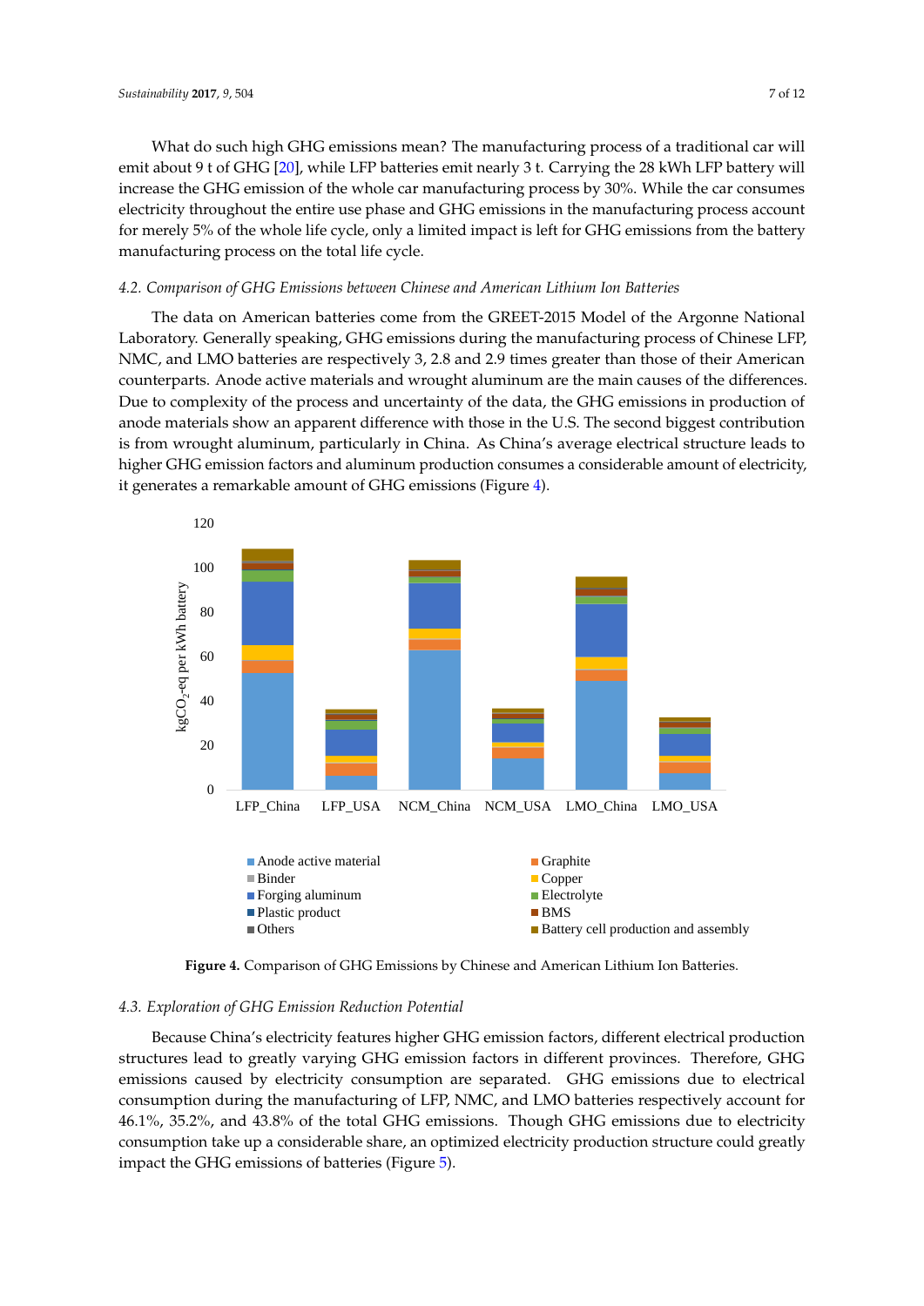What do such high GHG emissions mean? The manufacturing process of a traditional car will emit about 9 t of GHG [20], while LFP batteries emit nearly 3 t. Carrying the 28 kWh LFP battery will increase the GHG emission of the whole car manufacturing process by 30%. While the car consumes electricity throughout the entire use phase and GHG emissions in the manufacturing process account for merely 5% of the whole life cycle, only a limited impact is left for GHG emissions from the battery manufacturing process on the total life cycle.

### 4.2. Comparison of GHG Emissions between Chinese and American Lithium Ion Batteries

The data on American batteries come from the GREET-2015 Model of the Argonne National Laboratory. Generally speaking, GHG emissions during the manufacturing process of Chinese LFP, NMC, and LMO batteries are respectively 3, 2.8 and 2.9 times greater than those of their American counterparts. Anode active materials and wrought aluminum are the main causes of the differences. Due to complexity of the process and uncertainty of the data, the GHG emissions in production of anode materials show an apparent difference with those in the U.S. The second biggest contribution is from wrought aluminum, particularly in China. As China's average electrical structure leads to higher GHG emission factors and aluminum production consumes a considerable amount of electricity, it generates a remarkable amount of GHG emissions (Figure 4).

**Figure 4.** Comparison of GHG Emissions by Chinese and American Lithium Ion Batteries.

### 4.3. Exploration of GHG Emission Reduction Potential

Because China's electricity features higher GHG emission factors, different electrical production structures lead to greatly varying GHG emission factors in different provinces. Therefore, GHG emissions caused by electricity consumption are separated. GHG emissions due to electrical consumption during the manufacturing of LFP, NMC, and LMO batteries respectively account for 46.1%, 35.2%, and 43.8% of the total GHG emissions. Though GHG emissions due to electricity consumption take up a considerable share, an optimized electricity production structure could greatly impact the GHG emissions of batteries (Figure 5).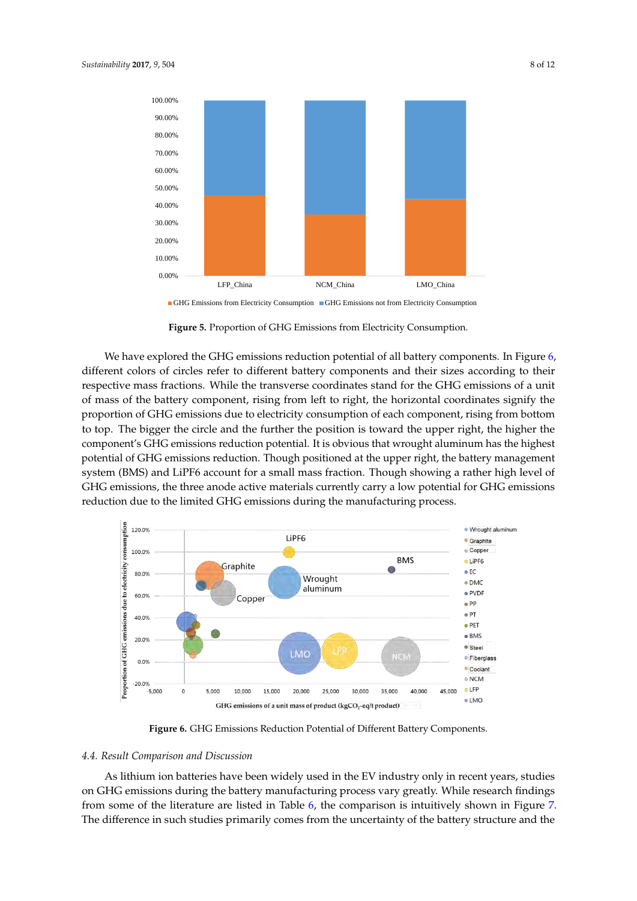Figure 5. Proportion of GHG Emissions from Electricity Consumption.

We have explored the GHG emissions reduction potential of all battery components. In Figure 6, different colors of circles refer to different battery components and their sizes according to their respective mass fractions. While the transverse coordinates stand for the GHG emissions of a unit of mass of the battery component, rising from left to right, the horizontal coordinates signify the proportion of GHG emissions due to electricity consumption of each component, rising from bottom to top. The bigger the circle and the further the position is toward the upper right, the higher the component's GHG emissions reduction potential. It is obvious that wrought aluminum has the highest potential of GHG emissions reduction. Though positioned at the upper right, the battery management system (BMS) and LiPF6 account for a small mass fraction. Though showing a rather high level of GHG emissions, the three anode active materials currently carry a low potential for GHG emissions reduction due to the limited GHG emissions during the manufacturing process.

Figure 6. GHG Emissions Reduction Potential of Different Battery Components.

### 4.4. Result Comparison and Discussion

As lithium ion batteries have been widely used in the EV industry only in recent years, studies on GHG emissions during the battery manufacturing process vary greatly. While research findings from some of the literature are listed in Table 6, the comparison is intuitively shown in Figure 7. The difference in such studies primarily comes from the uncertainty of the battery structure and the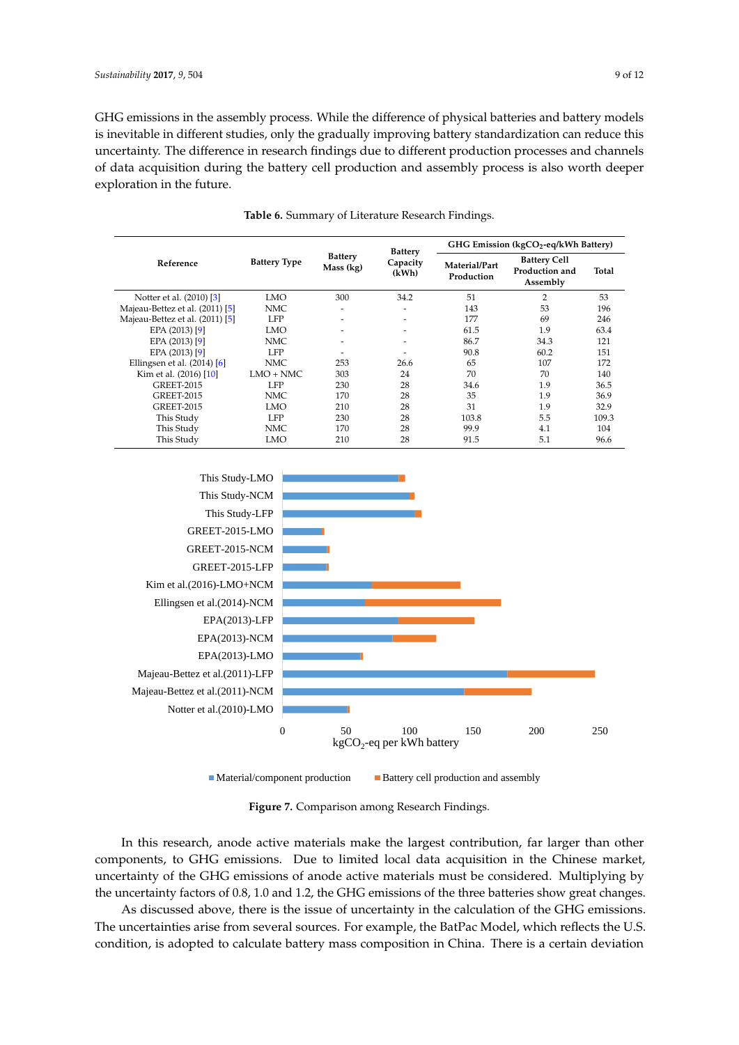GHG emissions in the assembly process. While the difference of physical batteries and battery models is inevitable in different studies, only the gradually improving battery standardization can reduce this uncertainty. The difference in research findings due to different production processes and channels of data acquisition during the battery cell production and assembly process is also worth deeper exploration in the future.

**Table 6.** Summary of Literature Research Findings.

| Reference | Battery Type | Battery Mass (kg) | Battery Capacity (kWh) | GHG Emission ($kgCO_2$-eq/kWh Battery) | | |
|---|---|---|---|---|---|---|
| | | | | Material/Part Production | Battery Cell Production and Assembly | Total |
| Notter et al. (2010) [3] | LMO | 300 | 34.2 | 51 | 2 | 53 |
| Majeau-Bettez et al. (2011) [5] | NMC | - | - | 143 | 53 | 196 |
| Majeau-Bettez et al. (2011) [5] | LFP | - | - | 177 | 69 | 246 |
| EPA (2013) [9] | LMO | - | - | 61.5 | 1.9 | 63.4 |
| EPA (2013) [9] | NMC | - | - | 86.7 | 34.3 | 121 |
| EPA (2013) [9] | LFP | - | - | 90.8 | 60.2 | 151 |
| Ellingsen et al. (2014) [6] | NMC | 253 | 26.6 | 65 | 107 | 172 |
| Kim et al. (2016) [10] | LMO + NMC | 303 | 24 | 70 | 70 | 140 |
| GREET-2015 | LFP | 230 | 28 | 34.6 | 1.9 | 36.5 |
| GREET-2015 | NMC | 170 | 28 | 35 | 1.9 | 36.9 |
| GREET-2015 | LMO | 210 | 28 | 31 | 1.9 | 32.9 |
| This Study | LFP | 230 | 28 | 103.8 | 5.5 | 109.3 |
| This Study | NMC | 170 | 28 | 99.9 | 4.1 | 104 |
| This Study | LMO | 210 | 28 | 91.5 | 5.1 | 96.6 |

**Figure 7.** Comparison among Research Findings.

In this research, anode active materials make the largest contribution, far larger than other components, to GHG emissions. Due to limited local data acquisition in the Chinese market, uncertainty of the GHG emissions of anode active materials must be considered. Multiplying by the uncertainty factors of 0.8, 1.0 and 1.2, the GHG emissions of the three batteries show great changes.

As discussed above, there is the issue of uncertainty in the calculation of the GHG emissions. The uncertainties arise from several sources. For example, the BatPac Model, which reflects the U.S. condition, is adopted to calculate battery mass composition in China. There is a certain deviation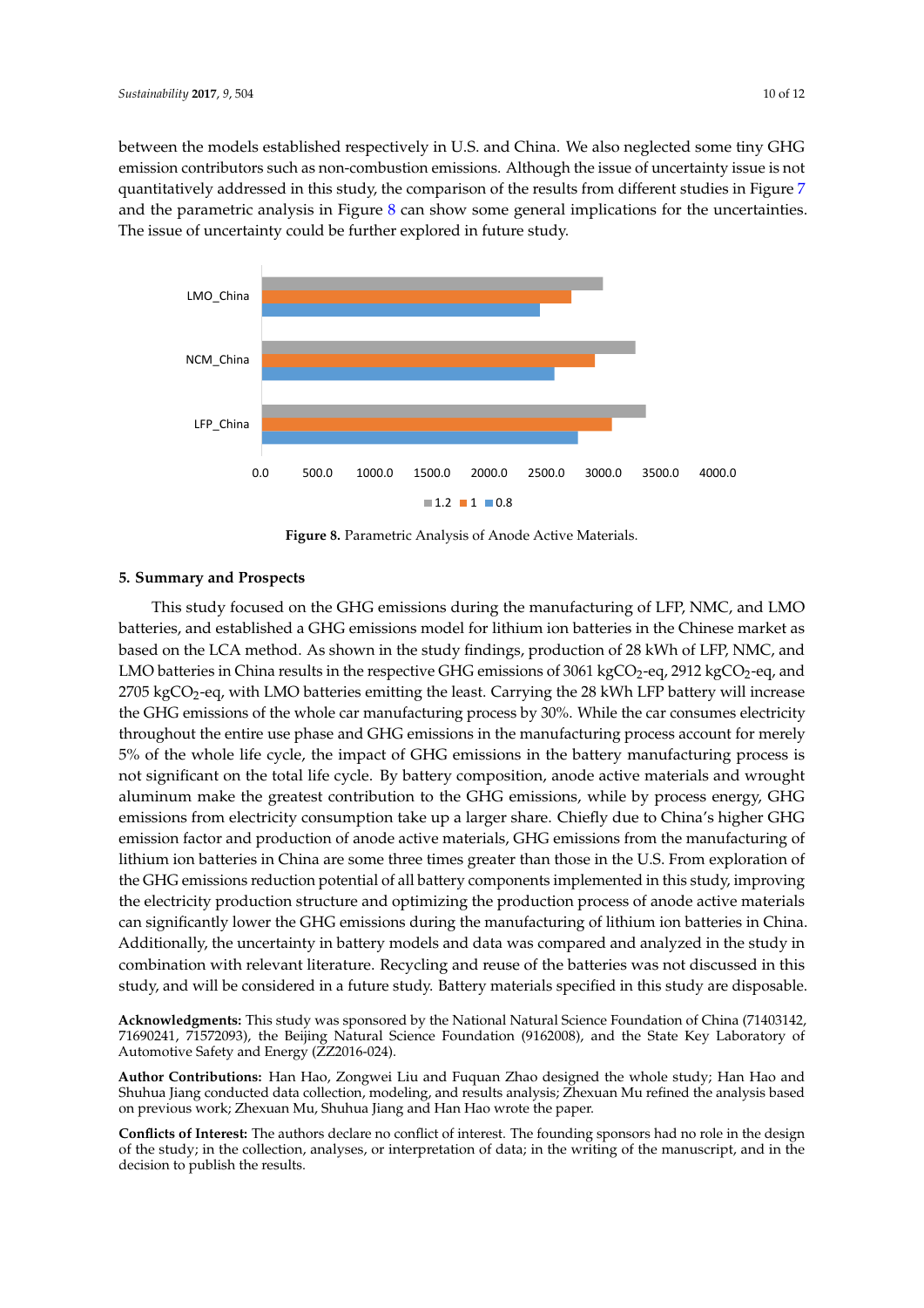between the models established respectively in U.S. and China. We also neglected some tiny GHG emission contributors such as non-combustion emissions. Although the issue of uncertainty issue is not quantitatively addressed in this study, the comparison of the results from different studies in Figure 7 and the parametric analysis in Figure 8 can show some general implications for the uncertainties. The issue of uncertainty could be further explored in future study.

**Figure 8.** Parametric Analysis of Anode Active Materials.

## 5. Summary and Prospects

This study focused on the GHG emissions during the manufacturing of LFP, NMC, and LMO batteries, and established a GHG emissions model for lithium ion batteries in the Chinese market as based on the LCA method. As shown in the study findings, production of 28 kWh of LFP, NMC, and LMO batteries in China results in the respective GHG emissions of 3061 $kgCO_2$-eq, 2912 $kgCO_2$-eq, and 2705 $kgCO_2$-eq, with LMO batteries emitting the least. Carrying the 28 kWh LFP battery will increase the GHG emissions of the whole car manufacturing process by 30%. While the car consumes electricity throughout the entire use phase and GHG emissions in the manufacturing process account for merely 5% of the whole life cycle, the impact of GHG emissions in the battery manufacturing process is not significant on the total life cycle. By battery composition, anode active materials and wrought aluminum make the greatest contribution to the GHG emissions, while by process energy, GHG emissions from electricity consumption take up a larger share. Chiefly due to China's higher GHG emission factor and production of anode active materials, GHG emissions from the manufacturing of lithium ion batteries in China are some three times greater than those in the U.S. From exploration of the GHG emissions reduction potential of all battery components implemented in this study, improving the electricity production structure and optimizing the production process of anode active materials can significantly lower the GHG emissions during the manufacturing of lithium ion batteries in China. Additionally, the uncertainty in battery models and data was compared and analyzed in the study in combination with relevant literature. Recycling and reuse of the batteries was not discussed in this study, and will be considered in a future study. Battery materials specified in this study are disposable.

**Acknowledgments:** This study was sponsored by the National Natural Science Foundation of China (71403142, 71690241, 71572093), the Beijing Natural Science Foundation (9162008), and the State Key Laboratory of Automotive Safety and Energy (ZZ2016-024).

**Author Contributions:** Han Hao, Zongwei Liu and Fuquan Zhao designed the whole study; Han Hao and Shuhua Jiang conducted data collection, modeling, and results analysis; Zhexuan Mu refined the analysis based on previous work; Zhexuan Mu, Shuhua Jiang and Han Hao wrote the paper.

**Conflicts of Interest:** The authors declare no conflict of interest. The founding sponsors had no role in the design of the study; in the collection, analyses, or interpretation of data; in the writing of the manuscript, and in the decision to publish the results.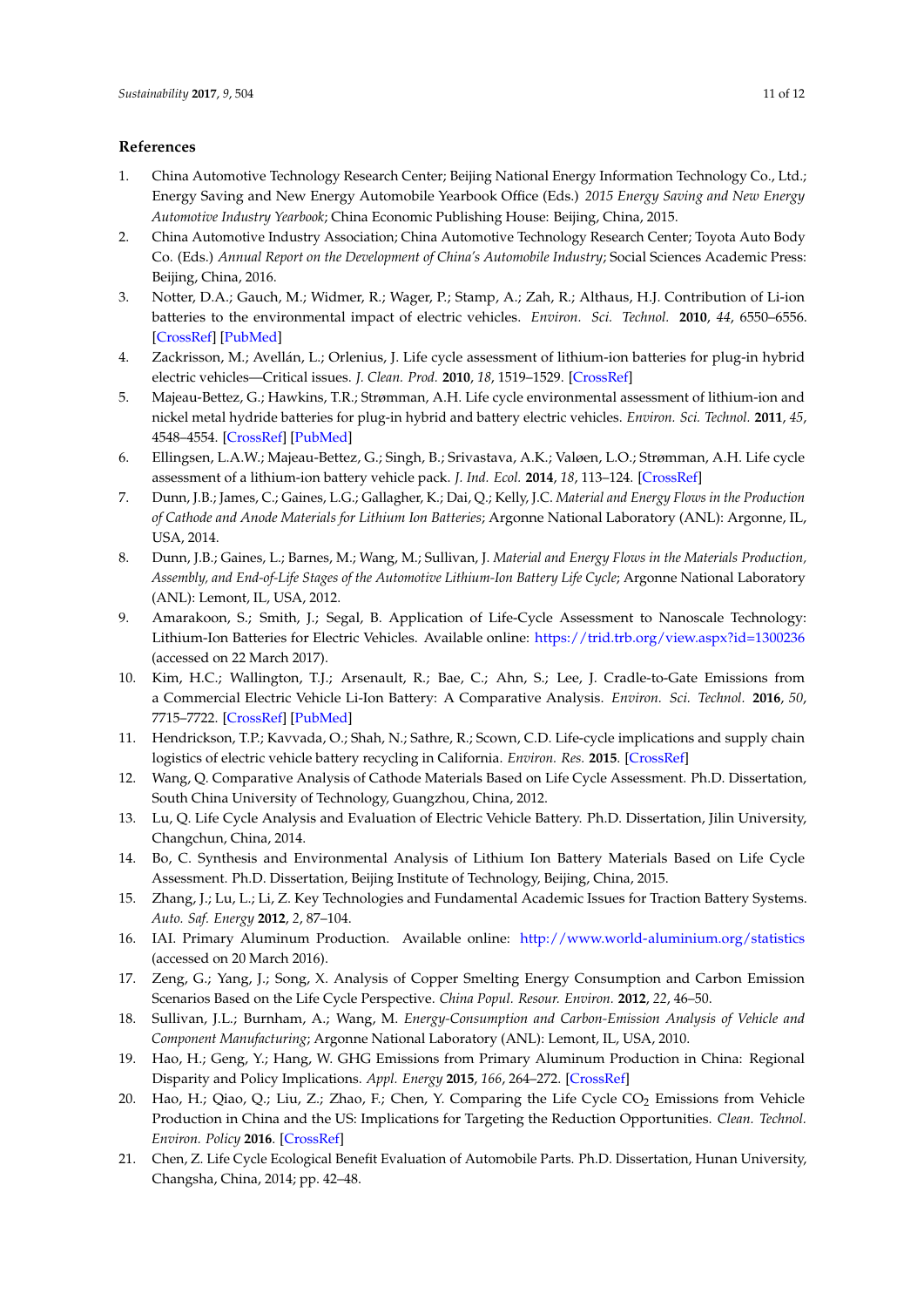## References

1. China Automotive Technology Research Center; Beijing National Energy Information Technology Co., Ltd.; Energy Saving and New Energy Automobile Yearbook Office (Eds.) *2015 Energy Saving and New Energy Automotive Industry Yearbook*; China Economic Publishing House: Beijing, China, 2015.
2. China Automotive Industry Association; China Automotive Technology Research Center; Toyota Auto Body Co. (Eds.) *Annual Report on the Development of China's Automobile Industry*; Social Sciences Academic Press: Beijing, China, 2016.
3. Notter, D.A.; Gauch, M.; Widmer, R.; Wager, P.; Stamp, A.; Zah, R.; Althaus, H.J. Contribution of Li-ion batteries to the environmental impact of electric vehicles. *Environ. Sci. Technol.* **2010**, *44*, 6550–6556. [CrossRef] [PubMed]
4. Zackrisson, M.; Avellán, L.; Orlenius, J. Life cycle assessment of lithium-ion batteries for plug-in hybrid electric vehicles—Critical issues. *J. Clean. Prod.* **2010**, *18*, 1519–1529. [CrossRef]
5. Majeau-Bettez, G.; Hawkins, T.R.; Strømman, A.H. Life cycle environmental assessment of lithium-ion and nickel metal hydride batteries for plug-in hybrid and battery electric vehicles. *Environ. Sci. Technol.* **2011**, *45*, 4548–4554. [CrossRef] [PubMed]
6. Ellingsen, L.A.W.; Majeau-Bettez, G.; Singh, B.; Srivastava, A.K.; Valøen, L.O.; Strømman, A.H. Life cycle assessment of a lithium-ion battery vehicle pack. *J. Ind. Ecol.* **2014**, *18*, 113–124. [CrossRef]
7. Dunn, J.B.; James, C.; Gaines, L.G.; Gallagher, K.; Dai, Q.; Kelly, J.C. *Material and Energy Flows in the Production of Cathode and Anode Materials for Lithium Ion Batteries*; Argonne National Laboratory (ANL): Argonne, IL, USA, 2014.
8. Dunn, J.B.; Gaines, L.; Barnes, M.; Wang, M.; Sullivan, J. *Material and Energy Flows in the Materials Production, Assembly, and End-of-Life Stages of the Automotive Lithium-Ion Battery Life Cycle*; Argonne National Laboratory (ANL): Lemont, IL, USA, 2012.
9. Amarakoon, S.; Smith, J.; Segal, B. Application of Life-Cycle Assessment to Nanoscale Technology: Lithium-Ion Batteries for Electric Vehicles. Available online: https://trid.trb.org/view.aspx?id=1300236 (accessed on 22 March 2017).
10. Kim, H.C.; Wallington, T.J.; Arsenault, R.; Bae, C.; Ahn, S.; Lee, J. Cradle-to-Gate Emissions from a Commercial Electric Vehicle Li-Ion Battery: A Comparative Analysis. *Environ. Sci. Technol.* **2016**, *50*, 7715–7722. [CrossRef] [PubMed]
11. Hendrickson, T.P.; Kavvada, O.; Shah, N.; Sathre, R.; Scown, C.D. Life-cycle implications and supply chain logistics of electric vehicle battery recycling in California. *Environ. Res.* **2015**. [CrossRef]
12. Wang, Q. Comparative Analysis of Cathode Materials Based on Life Cycle Assessment. Ph.D. Dissertation, South China University of Technology, Guangzhou, China, 2012.
13. Lu, Q. Life Cycle Analysis and Evaluation of Electric Vehicle Battery. Ph.D. Dissertation, Jilin University, Changchun, China, 2014.
14. Bo, C. Synthesis and Environmental Analysis of Lithium Ion Battery Materials Based on Life Cycle Assessment. Ph.D. Dissertation, Beijing Institute of Technology, Beijing, China, 2015.
15. Zhang, J.; Lu, L.; Li, Z. Key Technologies and Fundamental Academic Issues for Traction Battery Systems. *Auto. Saf. Energy* **2012**, *2*, 87–104.
16. IAI. Primary Aluminum Production. Available online: http://www.world-aluminium.org/statistics (accessed on 20 March 2016).
17. Zeng, G.; Yang, J.; Song, X. Analysis of Copper Smelting Energy Consumption and Carbon Emission Scenarios Based on the Life Cycle Perspective. *China Popul. Resour. Environ.* **2012**, *22*, 46–50.
18. Sullivan, J.L.; Burnham, A.; Wang, M. *Energy-Consumption and Carbon-Emission Analysis of Vehicle and Component Manufacturing*; Argonne National Laboratory (ANL): Lemont, IL, USA, 2010.
19. Hao, H.; Geng, Y.; Hang, W. GHG Emissions from Primary Aluminum Production in China: Regional Disparity and Policy Implications. *Appl. Energy* **2015**, *166*, 264–272. [CrossRef]
20. Hao, H.; Qiao, Q.; Liu, Z.; Zhao, F.; Chen, Y. Comparing the Life Cycle $CO_2$ Emissions from Vehicle Production in China and the US: Implications for Targeting the Reduction Opportunities. *Clean. Technol. Environ. Policy* **2016**. [CrossRef]
21. Chen, Z. Life Cycle Ecological Benefit Evaluation of Automobile Parts. Ph.D. Dissertation, Hunan University, Changsha, China, 2014; pp. 42–48.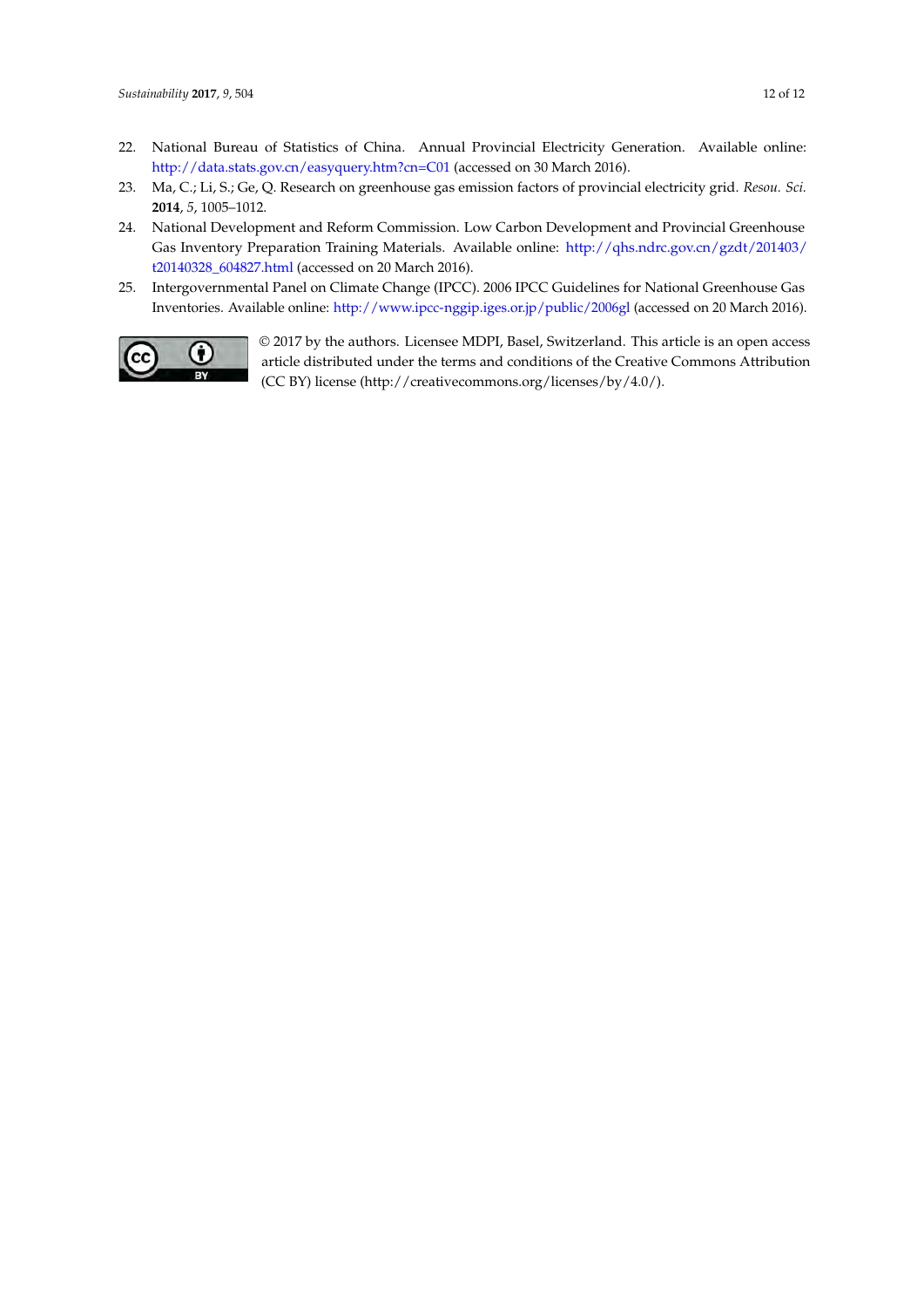22. National Bureau of Statistics of China. Annual Provincial Electricity Generation. Available online: http://data.stats.gov.cn/easyquery.htm?cn=C01 (accessed on 30 March 2016).
23. Ma, C.; Li, S.; Ge, Q. Research on greenhouse gas emission factors of provincial electricity grid. *Resou. Sci.* **2014**, *5*, 1005–1012.
24. National Development and Reform Commission. Low Carbon Development and Provincial Greenhouse Gas Inventory Preparation Training Materials. Available online: http://qhs.ndrc.gov.cn/gzdt/201403/t20140328_604827.html (accessed on 20 March 2016).
25. Intergovernmental Panel on Climate Change (IPCC). 2006 IPCC Guidelines for National Greenhouse Gas Inventories. Available online: http://www.ipcc-nggip.iges.or.jp/public/2006gl (accessed on 20 March 2016).

© 2017 by the authors. Licensee MDPI, Basel, Switzerland. This article is an open access article distributed under the terms and conditions of the Creative Commons Attribution (CC BY) license (http://creativecommons.org/licenses/by/4.0/).